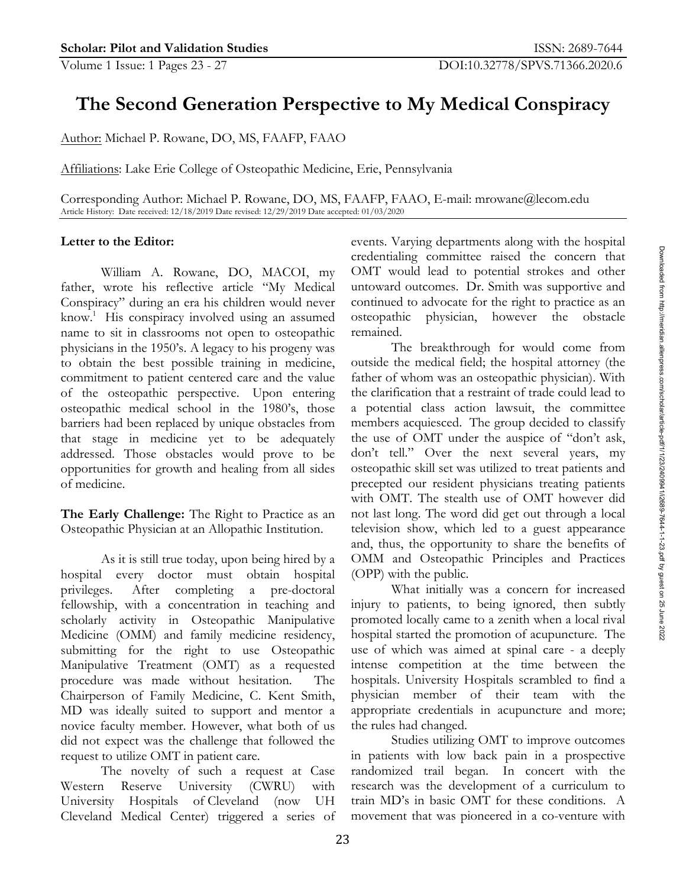# The Second Generation Perspective to My Medical Conspiracy

Author: Michael P. Rowane, DO, MS, FAAFP, FAAO

Affiliations: Lake Erie College of Osteopathic Medicine, Erie, Pennsylvania

Corresponding Author: Michael P. Rowane, DO, MS, FAAFP, FAAO, E-mail: mrowane@lecom.edu

Article History: Date received: 12/18/2019 Date revised: 12/29/2019 Date accepted: 01/03/2020

**Letter to the Editor:**

William A. Rowane, DO, MACOI, my father, wrote his reflective article "My Medical Conspiracy" during an era his children would never know.[1] His conspiracy involved using an assumed name to sit in classrooms not open to osteopathic physicians in the 1950's. A legacy to his progeny was to obtain the best possible training in medicine, commitment to patient centered care and the value of the osteopathic perspective. Upon entering osteopathic medical school in the 1980's, those barriers had been replaced by unique obstacles from that stage in medicine yet to be adequately addressed. Those obstacles would prove to be opportunities for growth and healing from all sides of medicine.

**The Early Challenge:** The Right to Practice as an Osteopathic Physician at an Allopathic Institution.

As it is still true today, upon being hired by a hospital every doctor must obtain hospital privileges. After completing a pre-doctoral fellowship, with a concentration in teaching and scholarly activity in Osteopathic Manipulative Medicine (OMM) and family medicine residency, submitting for the right to use Osteopathic Manipulative Treatment (OMT) as a requested procedure was made without hesitation. The Chairperson of Family Medicine, C. Kent Smith, MD was ideally suited to support and mentor a novice faculty member. However, what both of us did not expect was the challenge that followed the request to utilize OMT in patient care.

The novelty of such a request at Case Western Reserve University (CWRU) with University Hospitals of Cleveland (now UH Cleveland Medical Center) triggered a series of events. Varying departments along with the hospital credentialing committee raised the concern that OMT would lead to potential strokes and other untoward outcomes. Dr. Smith was supportive and continued to advocate for the right to practice as an osteopathic physician, however the obstacle remained.

The breakthrough for would come from outside the medical field; the hospital attorney (the father of whom was an osteopathic physician). With the clarification that a restraint of trade could lead to a potential class action lawsuit, the committee members acquiesced. The group decided to classify the use of OMT under the auspice of "don't ask, don't tell." Over the next several years, my osteopathic skill set was utilized to treat patients and precepted our resident physicians treating patients with OMT. The stealth use of OMT however did not last long. The word did get out through a local television show, which led to a guest appearance and, thus, the opportunity to share the benefits of OMM and Osteopathic Principles and Practices (OPP) with the public.

What initially was a concern for increased injury to patients, to being ignored, then subtly promoted locally came to a zenith when a local rival hospital started the promotion of acupuncture. The use of which was aimed at spinal care - a deeply intense competition at the time between the hospitals. University Hospitals scrambled to find a physician member of their team with the appropriate credentials in acupuncture and more; the rules had changed.

Studies utilizing OMT to improve outcomes in patients with low back pain in a prospective randomized trail began. In concert with the research was the development of a curriculum to train MD's in basic OMT for these conditions. A movement that was pioneered in a co-venture with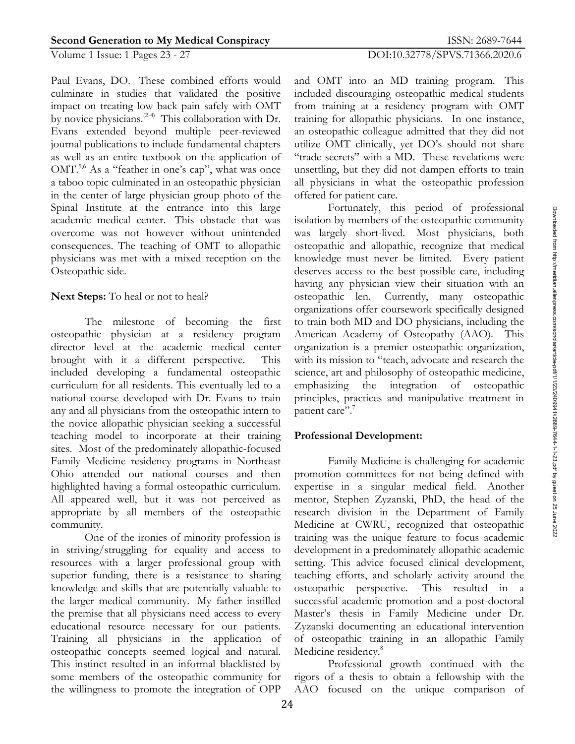Paul Evans, DO. These combined efforts would culminate in studies that validated the positive impact on treating low back pain safely with OMT by novice physicians.[2-4] This collaboration with Dr. Evans extended beyond multiple peer-reviewed journal publications to include fundamental chapters as well as an entire textbook on the application of OMT.[5,6] As a "feather in one's cap", what was once a taboo topic culminated in an osteopathic physician in the center of large physician group photo of the Spinal Institute at the entrance into this large academic medical center. This obstacle that was overcome was not however without unintended consequences. The teaching of OMT to allopathic physicians was met with a mixed reception on the Osteopathic side.

**Next Steps:** To heal or not to heal?

The milestone of becoming the first osteopathic physician at a residency program director level at the academic medical center brought with it a different perspective. This included developing a fundamental osteopathic curriculum for all residents. This eventually led to a national course developed with Dr. Evans to train any and all physicians from the osteopathic intern to the novice allopathic physician seeking a successful teaching model to incorporate at their training sites. Most of the predominately allopathic-focused Family Medicine residency programs in Northeast Ohio attended our national courses and then highlighted having a formal osteopathic curriculum. All appeared well, but it was not perceived as appropriate by all members of the osteopathic community.

One of the ironies of minority profession is in striving/struggling for equality and access to resources with a larger professional group with superior funding, there is a resistance to sharing knowledge and skills that are potentially valuable to the larger medical community. My father instilled the premise that all physicians need access to every educational resource necessary for our patients. Training all physicians in the application of osteopathic concepts seemed logical and natural. This instinct resulted in an informal blacklisted by some members of the osteopathic community for the willingness to promote the integration of OPP and OMT into an MD training program. This included discouraging osteopathic medical students from training at a residency program with OMT training for allopathic physicians. In one instance, an osteopathic colleague admitted that they did not utilize OMT clinically, yet DO's should not share "trade secrets" with a MD. These revelations were unsettling, but they did not dampen efforts to train all physicians in what the osteopathic profession offered for patient care.

Fortunately, this period of professional isolation by members of the osteopathic community was largely short-lived. Most physicians, both osteopathic and allopathic, recognize that medical knowledge must never be limited. Every patient deserves access to the best possible care, including having any physician view their situation with an osteopathic len. Currently, many osteopathic organizations offer coursework specifically designed to train both MD and DO physicians, including the American Academy of Osteopathy (AAO). This organization is a premier osteopathic organization, with its mission to "teach, advocate and research the science, art and philosophy of osteopathic medicine, emphasizing the integration of osteopathic principles, practices and manipulative treatment in patient care".[7]

**Professional Development:**

Family Medicine is challenging for academic promotion committees for not being defined with expertise in a singular medical field. Another mentor, Stephen Zyzanski, PhD, the head of the research division in the Department of Family Medicine at CWRU, recognized that osteopathic training was the unique feature to focus academic development in a predominately allopathic academic setting. This advice focused clinical development, teaching efforts, and scholarly activity around the osteopathic perspective. This resulted in a successful academic promotion and a post-doctoral Master's thesis in Family Medicine under Dr. Zyzanski documenting an educational intervention of osteopathic training in an allopathic Family Medicine residency.[8]

Professional growth continued with the rigors of a thesis to obtain a fellowship with the AAO focused on the unique comparison of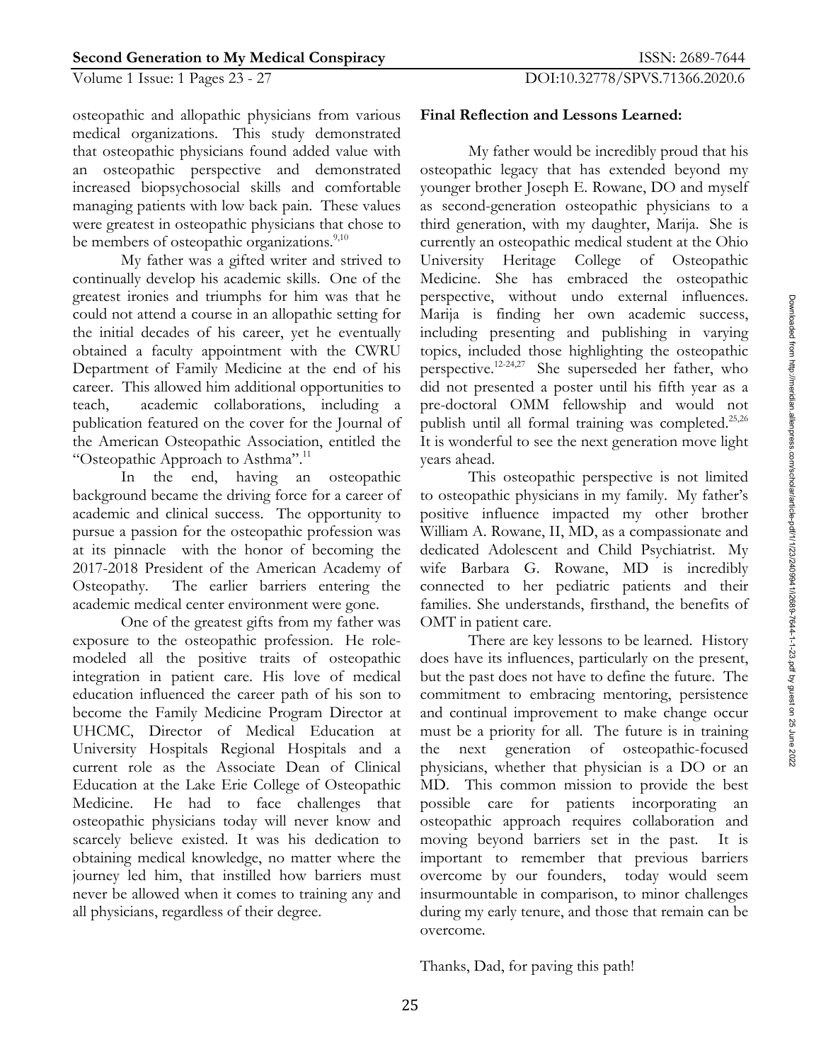osteopathic and allopathic physicians from various medical organizations. This study demonstrated that osteopathic physicians found added value with an osteopathic perspective and demonstrated increased biopsychosocial skills and comfortable managing patients with low back pain. These values were greatest in osteopathic physicians that chose to be members of osteopathic organizations.[9,10]

My father was a gifted writer and strived to continually develop his academic skills. One of the greatest ironies and triumphs for him was that he could not attend a course in an allopathic setting for the initial decades of his career, yet he eventually obtained a faculty appointment with the CWRU Department of Family Medicine at the end of his career. This allowed him additional opportunities to teach, academic collaborations, including a publication featured on the cover for the Journal of the American Osteopathic Association, entitled the "Osteopathic Approach to Asthma".[11]

In the end, having an osteopathic background became the driving force for a career of academic and clinical success. The opportunity to pursue a passion for the osteopathic profession was at its pinnacle with the honor of becoming the 2017-2018 President of the American Academy of Osteopathy. The earlier barriers entering the academic medical center environment were gone.

One of the greatest gifts from my father was exposure to the osteopathic profession. He role-modeled all the positive traits of osteopathic integration in patient care. His love of medical education influenced the career path of his son to become the Family Medicine Program Director at UHCMC, Director of Medical Education at University Hospitals Regional Hospitals and a current role as the Associate Dean of Clinical Education at the Lake Erie College of Osteopathic Medicine. He had to face challenges that osteopathic physicians today will never know and scarcely believe existed. It was his dedication to obtaining medical knowledge, no matter where the journey led him, that instilled how barriers must never be allowed when it comes to training any and all physicians, regardless of their degree.

**Final Reflection and Lessons Learned:**

My father would be incredibly proud that his osteopathic legacy that has extended beyond my younger brother Joseph E. Rowane, DO and myself as second-generation osteopathic physicians to a third generation, with my daughter, Marija. She is currently an osteopathic medical student at the Ohio University Heritage College of Osteopathic Medicine. She has embraced the osteopathic perspective, without undo external influences. Marija is finding her own academic success, including presenting and publishing in varying topics, included those highlighting the osteopathic perspective.[12-24,27] She superseded her father, who did not presented a poster until his fifth year as a pre-doctoral OMM fellowship and would not publish until all formal training was completed.[25,26] It is wonderful to see the next generation move light years ahead.

This osteopathic perspective is not limited to osteopathic physicians in my family. My father's positive influence impacted my other brother William A. Rowane, II, MD, as a compassionate and dedicated Adolescent and Child Psychiatrist. My wife Barbara G. Rowane, MD is incredibly connected to her pediatric patients and their families. She understands, firsthand, the benefits of OMT in patient care.

There are key lessons to be learned. History does have its influences, particularly on the present, but the past does not have to define the future. The commitment to embracing mentoring, persistence and continual improvement to make change occur must be a priority for all. The future is in training the next generation of osteopathic-focused physicians, whether that physician is a DO or an MD. This common mission to provide the best possible care for patients incorporating an osteopathic approach requires collaboration and moving beyond barriers set in the past. It is important to remember that previous barriers overcome by our founders, today would seem insurmountable in comparison, to minor challenges during my early tenure, and those that remain can be overcome.

Thanks, Dad, for paving this path!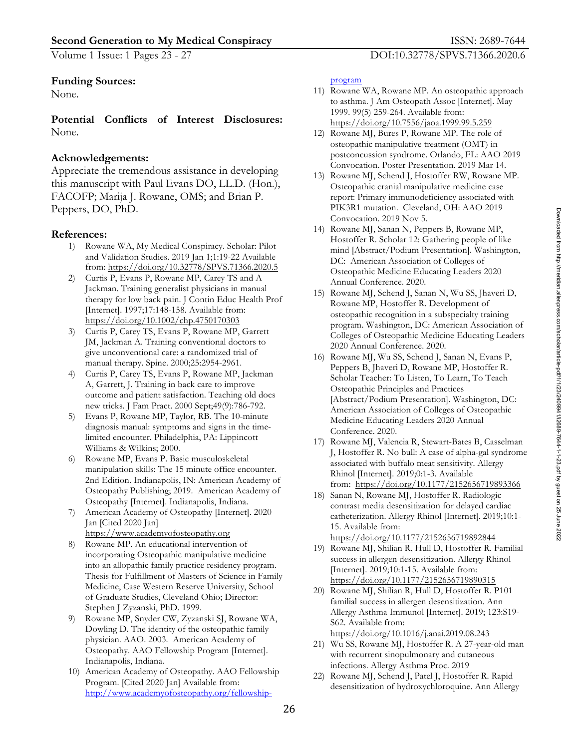**Funding Sources:**
None.

**Potential Conflicts of Interest Disclosures:** None.

**Acknowledgements:**
Appreciate the tremendous assistance in developing this manuscript with Paul Evans DO, LL.D. (Hon.), FACOFP; Marija J. Rowane, OMS; and Brian P. Peppers, DO, PhD.

**References:**

1) Rowane WA, My Medical Conspiracy. Scholar: Pilot and Validation Studies. 2019 Jan 1;1:19-22 Available from: https://doi.org/10.32778/SPVS.71366.2020.5
2) Curtis P, Evans P, Rowane MP, Carey TS and A Jackman. Training generalist physicians in manual therapy for low back pain. J Contin Educ Health Prof [Internet]. 1997;17:148-158. Available from: https://doi.org/10.1002/chp.4750170303
3) Curtis P, Carey TS, Evans P, Rowane MP, Garrett JM, Jackman A. Training conventional doctors to give unconventional care: a randomized trial of manual therapy. Spine. 2000;25:2954-2961.
4) Curtis P, Carey TS, Evans P, Rowane MP, Jackman A, Garrett, J. Training in back care to improve outcome and patient satisfaction. Teaching old docs new tricks. J Fam Pract. 2000 Sept;49(9):786-792.
5) Evans P, Rowane MP, Taylor, RB. The 10-minute diagnosis manual: symptoms and signs in the time-limited encounter. Philadelphia, PA: Lippincott Williams & Wilkins; 2000.
6) Rowane MP, Evans P. Basic musculoskeletal manipulation skills: The 15 minute office encounter. 2nd Edition. Indianapolis, IN: American Academy of Osteopathy Publishing; 2019. American Academy of Osteopathy [Internet]. Indianapolis, Indiana.
7) American Academy of Osteopathy [Internet]. 2020 Jan [Cited 2020 Jan] https://www.academyofosteopathy.org
8) Rowane MP. An educational intervention of incorporating Osteopathic manipulative medicine into an allopathic family practice residency program. Thesis for Fulfillment of Masters of Science in Family Medicine, Case Western Reserve University, School of Graduate Studies, Cleveland Ohio; Director: Stephen J Zyzanski, PhD. 1999.
9) Rowane MP, Snyder CW, Zyzanski SJ, Rowane WA, Dowling D. The identity of the osteopathic family physician. AAO. 2003. American Academy of Osteopathy. AAO Fellowship Program [Internet]. Indianapolis, Indiana.
10) American Academy of Osteopathy. AAO Fellowship Program. [Cited 2020 Jan] Available from: http://www.academyofosteopathy.org/fellowship-program
11) Rowane WA, Rowane MP. An osteopathic approach to asthma. J Am Osteopath Assoc [Internet]. May 1999. 99(5) 259-264. Available from: https://doi.org/10.7556/jaoa.1999.99.5.259
12) Rowane MJ, Bures P, Rowane MP. The role of osteopathic manipulative treatment (OMT) in postconcussion syndrome. Orlando, FL: AAO 2019 Convocation. Poster Presentation. 2019 Mar 14.
13) Rowane MJ, Schend J, Hostoffer RW, Rowane MP. Osteopathic cranial manipulative medicine case report: Primary immunodeficiency associated with PIK3R1 mutation. Cleveland, OH: AAO 2019 Convocation. 2019 Nov 5.
14) Rowane MJ, Sanan N, Peppers B, Rowane MP, Hostoffer R. Scholar 12: Gathering people of like mind [Abstract/Podium Presentation]. Washington, DC: American Association of Colleges of Osteopathic Medicine Educating Leaders 2020 Annual Conference. 2020.
15) Rowane MJ, Schend J, Sanan N, Wu SS, Jhaveri D, Rowane MP, Hostoffer R. Development of osteopathic recognition in a subspecialty training program. Washington, DC: American Association of Colleges of Osteopathic Medicine Educating Leaders 2020 Annual Conference. 2020.
16) Rowane MJ, Wu SS, Schend J, Sanan N, Evans P, Peppers B, Jhaveri D, Rowane MP, Hostoffer R. Scholar Teacher: To Listen, To Learn, To Teach Osteopathic Principles and Practices [Abstract/Podium Presentation]. Washington, DC: American Association of Colleges of Osteopathic Medicine Educating Leaders 2020 Annual Conference. 2020.
17) Rowane MJ, Valencia R, Stewart-Bates B, Casselman J, Hostoffer R. No bull: A case of alpha-gal syndrome associated with buffalo meat sensitivity. Allergy Rhinol [Internet]. 2019;0:1-3. Available from: https://doi.org/10.1177/2152656719893366
18) Sanan N, Rowane MJ, Hostoffer R. Radiologic contrast media desensitization for delayed cardiac catheterization. Allergy Rhinol [Internet]. 2019;10:1-15. Available from: https://doi.org/10.1177/2152656719892844
19) Rowane MJ, Shilian R, Hull D, Hostoffer R. Familial success in allergen desensitization. Allergy Rhinol [Internet]. 2019;10:1-15. Available from: https://doi.org/10.1177/2152656719890315
20) Rowane MJ, Shilian R, Hull D, Hostoffer R. P101 familial success in allergen desensitization. Ann Allergy Asthma Immunol [Internet]. 2019; 123:S19-S62. Available from: https://doi.org/10.1016/j.anai.2019.08.243
21) Wu SS, Rowane MJ, Hostoffer R. A 27-year-old man with recurrent sinopulmonary and cutaneous infections. Allergy Asthma Proc. 2019
22) Rowane MJ, Schend J, Patel J, Hostoffer R. Rapid desensitization of hydroxychloroquine. Ann Allergy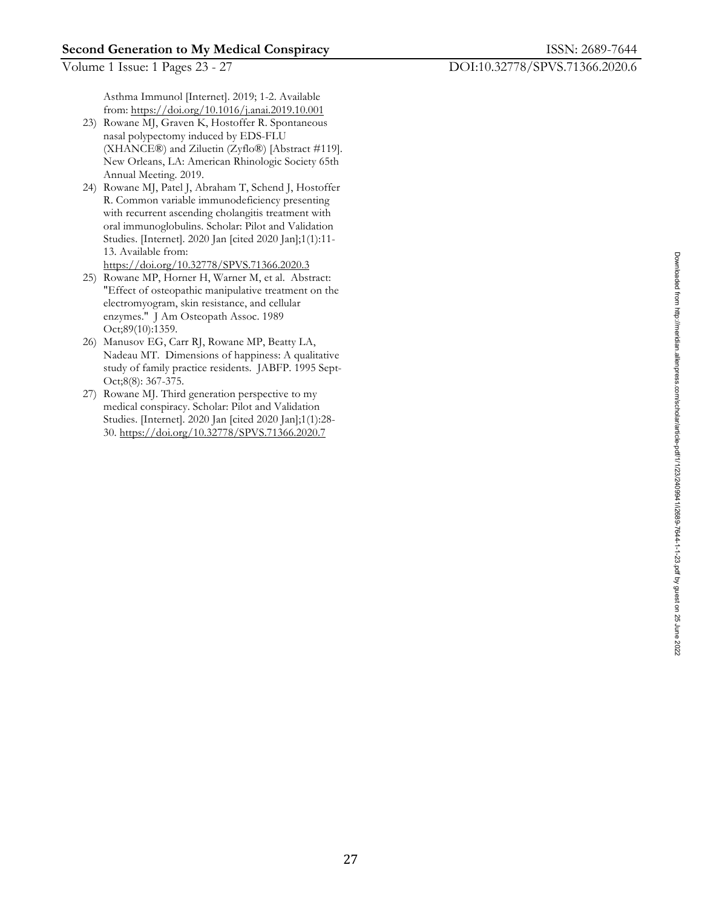Asthma Immunol [Internet]. 2019; 1-2. Available from: https://doi.org/10.1016/j.anai.2019.10.001

23) Rowane MJ, Graven K, Hostoffer R. Spontaneous nasal polypectomy induced by EDS-FLU (XHANCE®) and Ziluetin (Zyflo®) [Abstract #119]. New Orleans, LA: American Rhinologic Society 65th Annual Meeting. 2019.
24) Rowane MJ, Patel J, Abraham T, Schend J, Hostoffer R. Common variable immunodeficiency presenting with recurrent ascending cholangitis treatment with oral immunoglobulins. Scholar: Pilot and Validation Studies. [Internet]. 2020 Jan [cited 2020 Jan];1(1):11-13. Available from: https://doi.org/10.32778/SPVS.71366.2020.3
25) Rowane MP, Horner H, Warner M, et al. Abstract: "Effect of osteopathic manipulative treatment on the electromyogram, skin resistance, and cellular enzymes." J Am Osteopath Assoc. 1989 Oct;89(10):1359.
26) Manusov EG, Carr RJ, Rowane MP, Beatty LA, Nadeau MT. Dimensions of happiness: A qualitative study of family practice residents. JABFP. 1995 Sept-Oct;8(8): 367-375.
27) Rowane MJ. Third generation perspective to my medical conspiracy. Scholar: Pilot and Validation Studies. [Internet]. 2020 Jan [cited 2020 Jan];1(1):28-30. https://doi.org/10.32778/SPVS.71366.2020.7